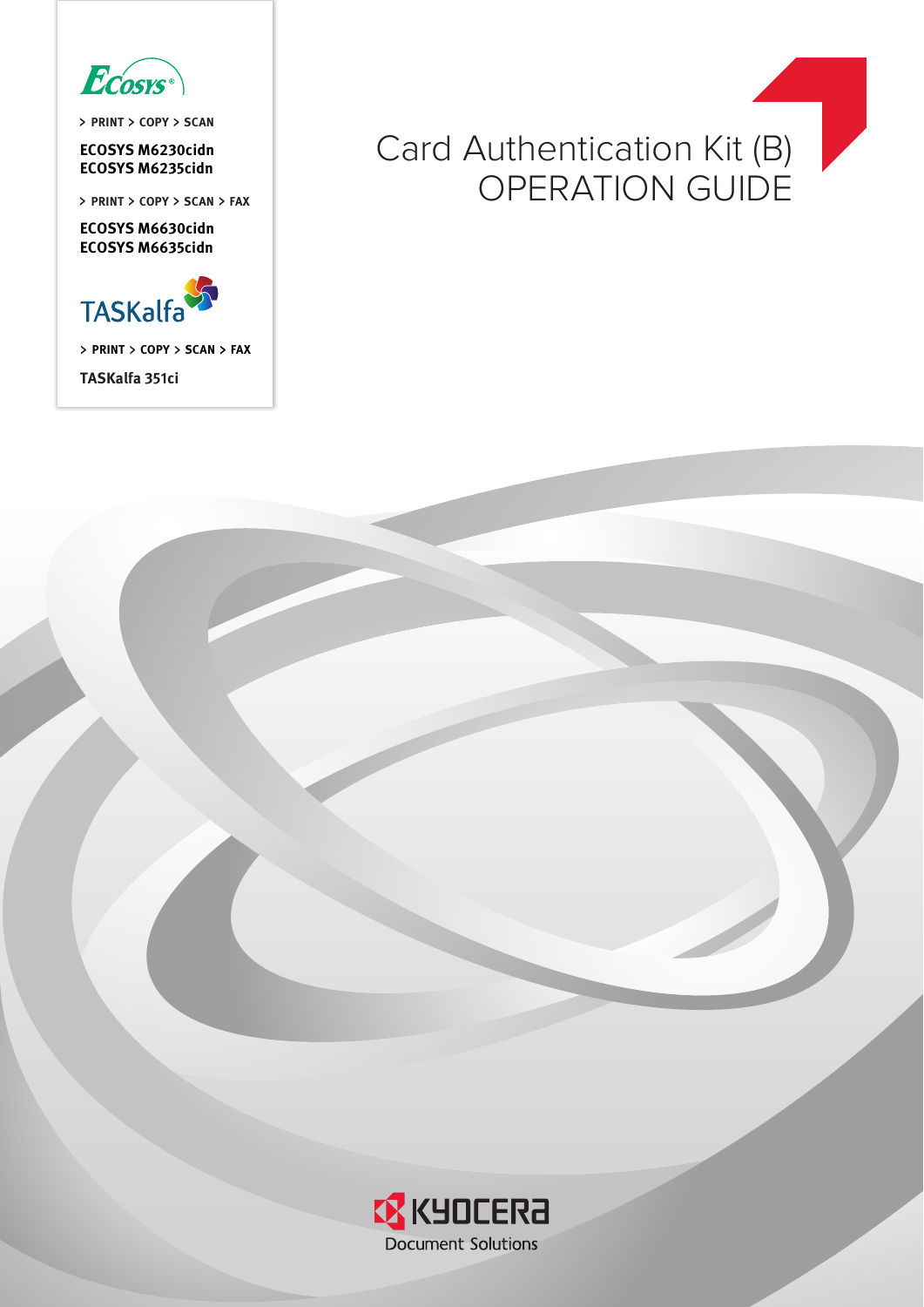# Card Authentication Kit (B) OPERATION GUIDE

ECOSYS

> PRINT > COPY > SCAN

**ECOSYS M6230cidn**
**ECOSYS M6235cidn**

> PRINT > COPY > SCAN > FAX

**ECOSYS M6630cidn**
**ECOSYS M6635cidn**

TASKalfa

> PRINT > COPY > SCAN > FAX

**TASKalfa 351ci**

KYOCERA
Document Solutions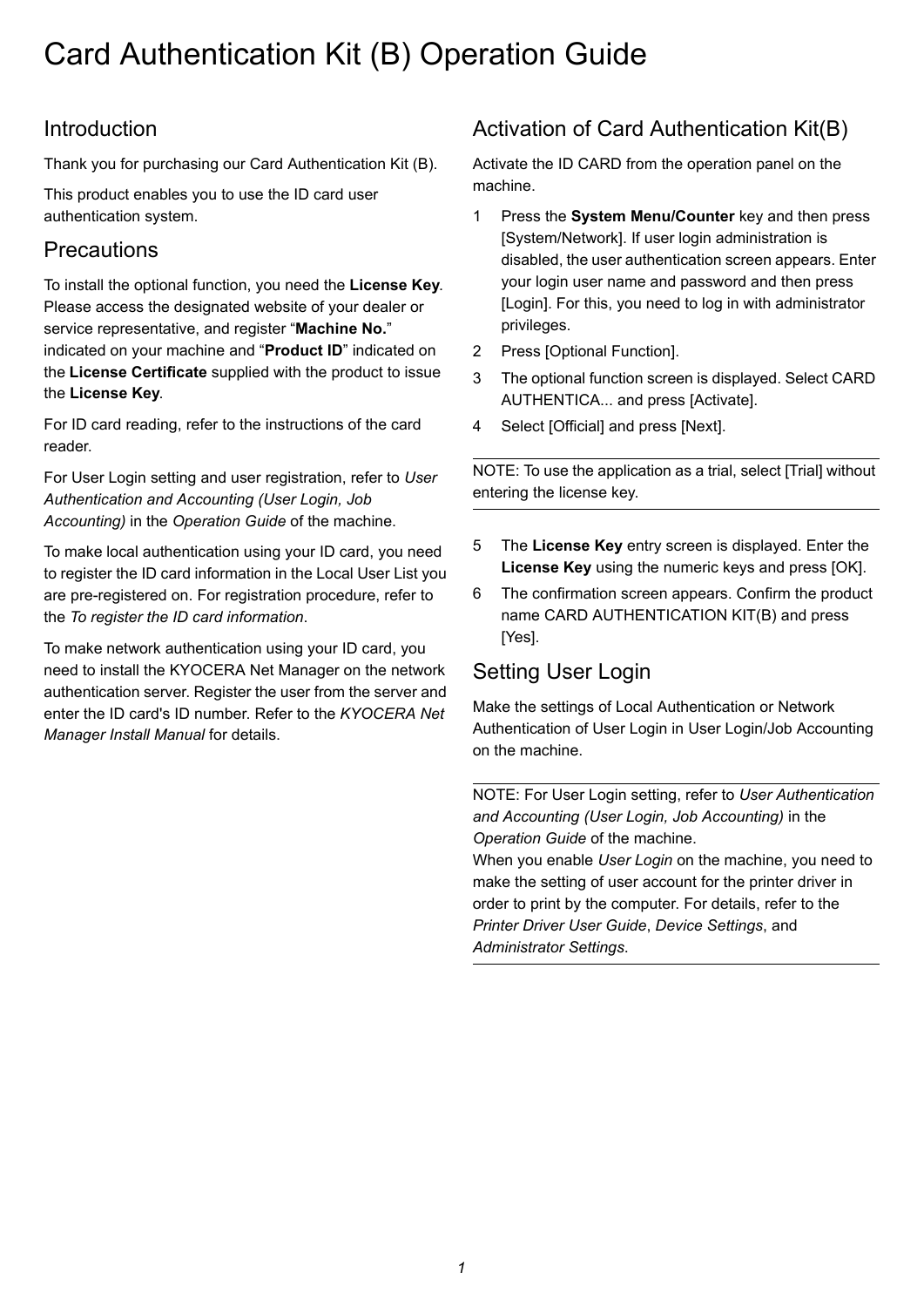# Card Authentication Kit (B) Operation Guide

## Introduction

Thank you for purchasing our Card Authentication Kit (B).

This product enables you to use the ID card user authentication system.

## Precautions

To install the optional function, you need the **License Key**. Please access the designated website of your dealer or service representative, and register “**Machine No.**” indicated on your machine and “**Product ID**” indicated on the **License Certificate** supplied with the product to issue the **License Key**.

For ID card reading, refer to the instructions of the card reader.

For User Login setting and user registration, refer to *User Authentication and Accounting (User Login, Job Accounting)* in the *Operation Guide* of the machine.

To make local authentication using your ID card, you need to register the ID card information in the Local User List you are pre-registered on. For registration procedure, refer to the *To register the ID card information*.

To make network authentication using your ID card, you need to install the KYOCERA Net Manager on the network authentication server. Register the user from the server and enter the ID card's ID number. Refer to the *KYOCERA Net Manager Install Manual* for details.

## Activation of Card Authentication Kit(B)

Activate the ID CARD from the operation panel on the machine.

1. Press the **System Menu/Counter** key and then press [System/Network]. If user login administration is disabled, the user authentication screen appears. Enter your login user name and password and then press [Login]. For this, you need to log in with administrator privileges.
2. Press [Optional Function].
3. The optional function screen is displayed. Select CARD AUTHENTICA... and press [Activate].
4. Select [Official] and press [Next].

NOTE: To use the application as a trial, select [Trial] without entering the license key.

5. The **License Key** entry screen is displayed. Enter the **License Key** using the numeric keys and press [OK].
6. The confirmation screen appears. Confirm the product name CARD AUTHENTICATION KIT(B) and press [Yes].

## Setting User Login

Make the settings of Local Authentication or Network Authentication of User Login in User Login/Job Accounting on the machine.

NOTE: For User Login setting, refer to *User Authentication and Accounting (User Login, Job Accounting)* in the *Operation Guide* of the machine.
When you enable *User Login* on the machine, you need to make the setting of user account for the printer driver in order to print by the computer. For details, refer to the *Printer Driver User Guide*, *Device Settings*, and *Administrator Settings*.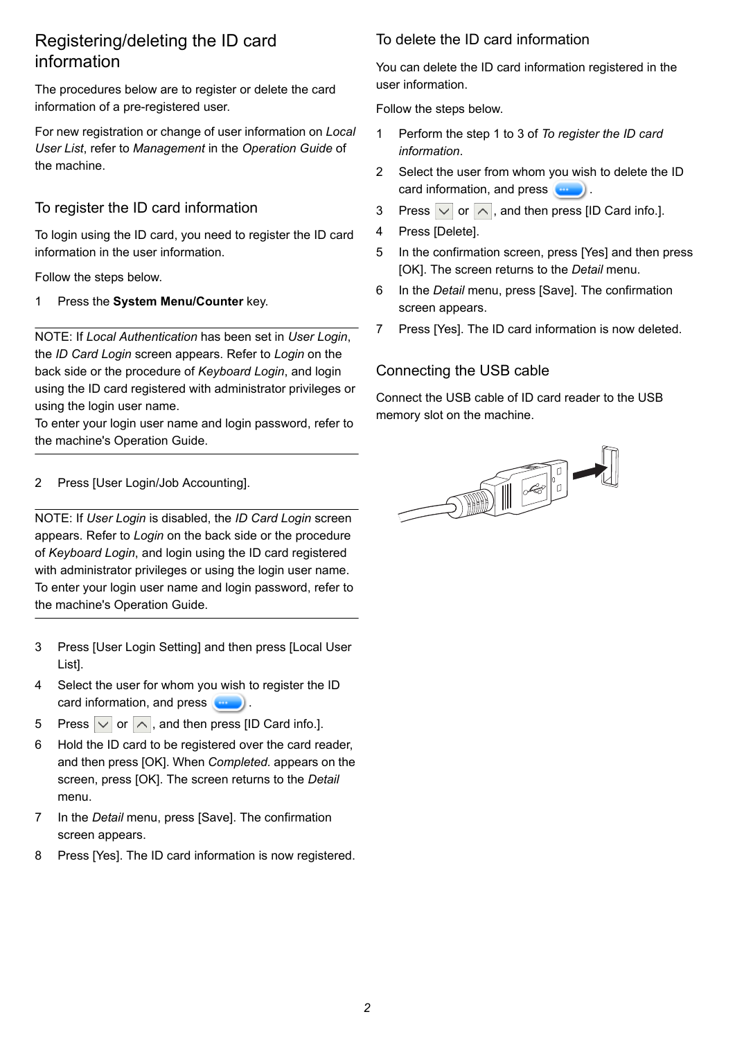## Registering/deleting the ID card information

The procedures below are to register or delete the card information of a pre-registered user.

For new registration or change of user information on *Local User List*, refer to *Management* in the *Operation Guide* of the machine.

### To register the ID card information

To login using the ID card, you need to register the ID card information in the user information.

Follow the steps below.

1 Press the **System Menu/Counter** key.

---

NOTE: If *Local Authentication* has been set in *User Login*, the *ID Card Login* screen appears. Refer to *Login* on the back side or the procedure of *Keyboard Login*, and login using the ID card registered with administrator privileges or using the login user name.
To enter your login user name and login password, refer to the machine's Operation Guide.

---

2 Press [User Login/Job Accounting].

---

NOTE: If *User Login* is disabled, the *ID Card Login* screen appears. Refer to *Login* on the back side or the procedure of *Keyboard Login*, and login using the ID card registered with administrator privileges or using the login user name.
To enter your login user name and login password, refer to the machine's Operation Guide.

---

3 Press [User Login Setting] and then press [Local User List].

4 Select the user for whom you wish to register the ID card information, and press [...].

5 Press [∨] or [∧], and then press [ID Card info.].

6 Hold the ID card to be registered over the card reader, and then press [OK]. When *Completed.* appears on the screen, press [OK]. The screen returns to the *Detail* menu.

7 In the *Detail* menu, press [Save]. The confirmation screen appears.

8 Press [Yes]. The ID card information is now registered.

### To delete the ID card information

You can delete the ID card information registered in the user information.

Follow the steps below.

1 Perform the step 1 to 3 of *To register the ID card information*.

2 Select the user from whom you wish to delete the ID card information, and press [...].

3 Press [∨] or [∧], and then press [ID Card info.].

4 Press [Delete].

5 In the confirmation screen, press [Yes] and then press [OK]. The screen returns to the *Detail* menu.

6 In the *Detail* menu, press [Save]. The confirmation screen appears.

7 Press [Yes]. The ID card information is now deleted.

### Connecting the USB cable

Connect the USB cable of ID card reader to the USB memory slot on the machine.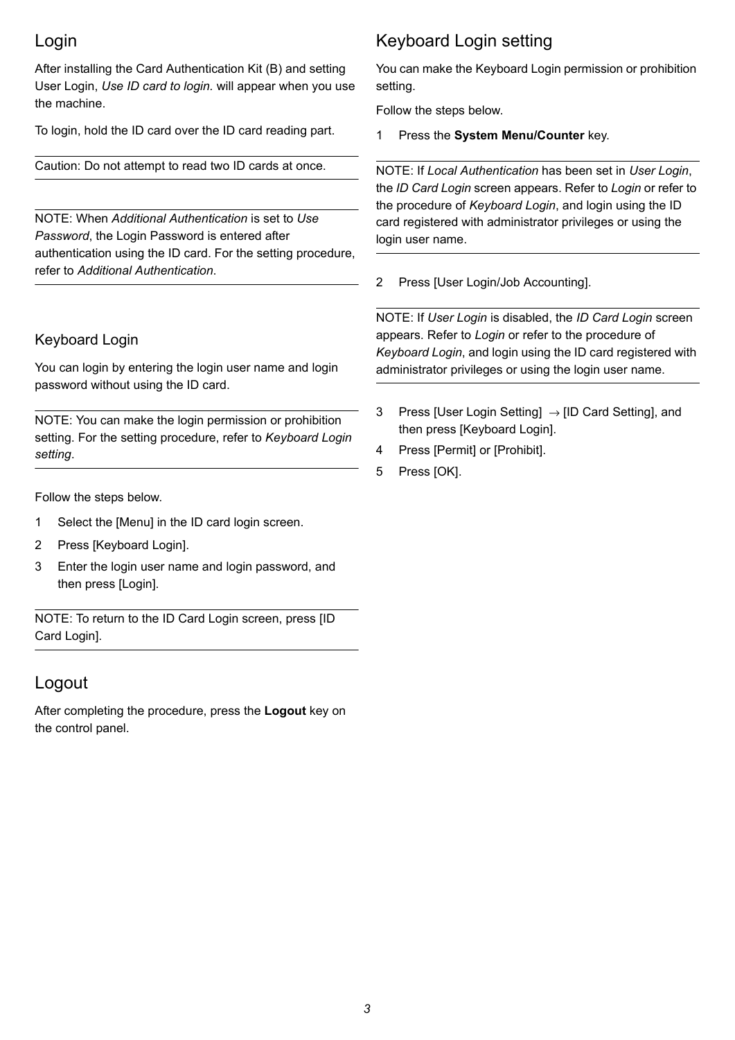## Login

After installing the Card Authentication Kit (B) and setting User Login, *Use ID card to login.* will appear when you use the machine.

To login, hold the ID card over the ID card reading part.

---

Caution: Do not attempt to read two ID cards at once.

---

NOTE: When *Additional Authentication* is set to *Use Password*, the Login Password is entered after authentication using the ID card. For the setting procedure, refer to *Additional Authentication*.

---

### Keyboard Login

You can login by entering the login user name and login password without using the ID card.

---

NOTE: You can make the login permission or prohibition setting. For the setting procedure, refer to *Keyboard Login setting*.

---

Follow the steps below.

1. Select the [Menu] in the ID card login screen.
2. Press [Keyboard Login].
3. Enter the login user name and login password, and then press [Login].

---

NOTE: To return to the ID Card Login screen, press [ID Card Login].

---

## Logout

After completing the procedure, press the **Logout** key on the control panel.

## Keyboard Login setting

You can make the Keyboard Login permission or prohibition setting.

Follow the steps below.

1. Press the **System Menu/Counter** key.

---

NOTE: If *Local Authentication* has been set in *User Login*, the *ID Card Login* screen appears. Refer to *Login* or refer to the procedure of *Keyboard Login*, and login using the ID card registered with administrator privileges or using the login user name.

---

2. Press [User Login/Job Accounting].

---

NOTE: If *User Login* is disabled, the *ID Card Login* screen appears. Refer to *Login* or refer to the procedure of *Keyboard Login*, and login using the ID card registered with administrator privileges or using the login user name.

---

3. Press [User Login Setting] → [ID Card Setting], and then press [Keyboard Login].
4. Press [Permit] or [Prohibit].
5. Press [OK].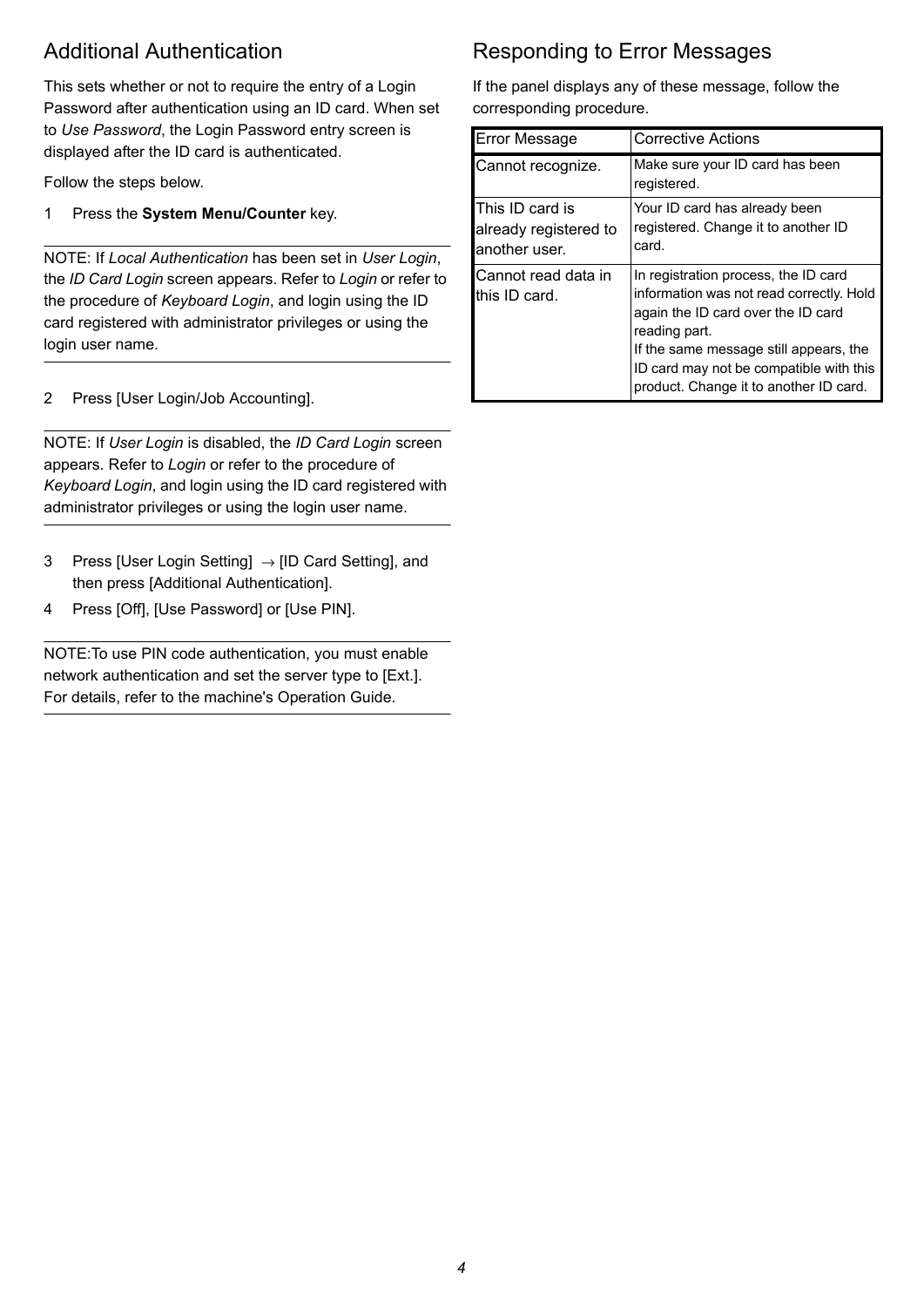## Additional Authentication

This sets whether or not to require the entry of a Login Password after authentication using an ID card. When set to *Use Password*, the Login Password entry screen is displayed after the ID card is authenticated.

Follow the steps below.

1 Press the **System Menu/Counter** key.

---

NOTE: If *Local Authentication* has been set in *User Login*, the *ID Card Login* screen appears. Refer to *Login* or refer to the procedure of *Keyboard Login*, and login using the ID card registered with administrator privileges or using the login user name.

---

2 Press [User Login/Job Accounting].

---

NOTE: If *User Login* is disabled, the *ID Card Login* screen appears. Refer to *Login* or refer to the procedure of *Keyboard Login*, and login using the ID card registered with administrator privileges or using the login user name.

---

3 Press [User Login Setting] → [ID Card Setting], and then press [Additional Authentication].

4 Press [Off], [Use Password] or [Use PIN].

---

NOTE:To use PIN code authentication, you must enable network authentication and set the server type to [Ext.]. For details, refer to the machine's Operation Guide.

---

## Responding to Error Messages

If the panel displays any of these message, follow the corresponding procedure.

| Error Message | Corrective Actions |
|---|---|
| Cannot recognize. | Make sure your ID card has been registered. |
| This ID card is already registered to another user. | Your ID card has already been registered. Change it to another ID card. |
| Cannot read data in this ID card. | In registration process, the ID card information was not read correctly. Hold again the ID card over the ID card reading part.<br>If the same message still appears, the ID card may not be compatible with this product. Change it to another ID card. |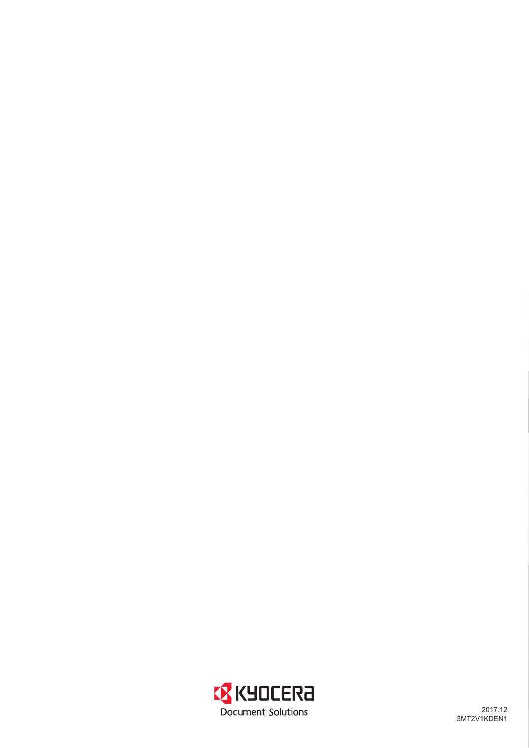KYOCERA

Document Solutions

2017.12
3MT2V1KDEN1